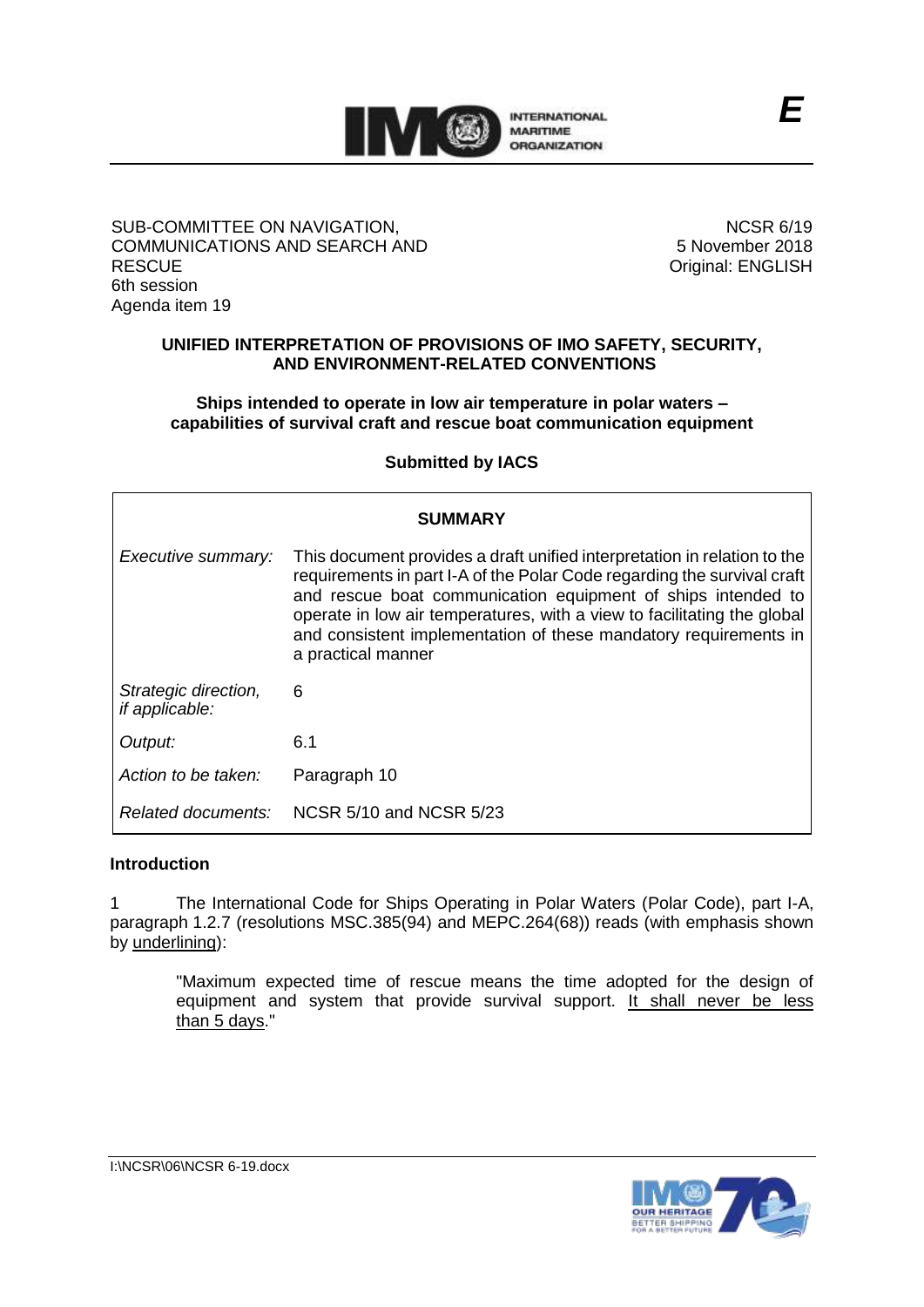E

SUB-COMMITTEE ON NAVIGATION, COMMUNICATIONS AND SEARCH AND RESCUE
6th session
Agenda item 19

NCSR 6/19
5 November 2018
Original: ENGLISH

**UNIFIED INTERPRETATION OF PROVISIONS OF IMO SAFETY, SECURITY, AND ENVIRONMENT-RELATED CONVENTIONS**

**Ships intended to operate in low air temperature in polar waters – capabilities of survival craft and rescue boat communication equipment**

**Submitted by IACS**

| **SUMMARY** | |
|---|---|
| *Executive summary:* | This document provides a draft unified interpretation in relation to the requirements in part I-A of the Polar Code regarding the survival craft and rescue boat communication equipment of ships intended to operate in low air temperatures, with a view to facilitating the global and consistent implementation of these mandatory requirements in a practical manner |
| *Strategic direction, if applicable:* | 6 |
| *Output:* | 6.1 |
| *Action to be taken:* | Paragraph 10 |
| *Related documents:* | NCSR 5/10 and NCSR 5/23 |

**Introduction**

1 The International Code for Ships Operating in Polar Waters (Polar Code), part I-A, paragraph 1.2.7 (resolutions MSC.385(94) and MEPC.264(68)) reads (with emphasis shown by underlining):

> "Maximum expected time of rescue means the time adopted for the design of equipment and system that provide survival support. It shall never be less than 5 days."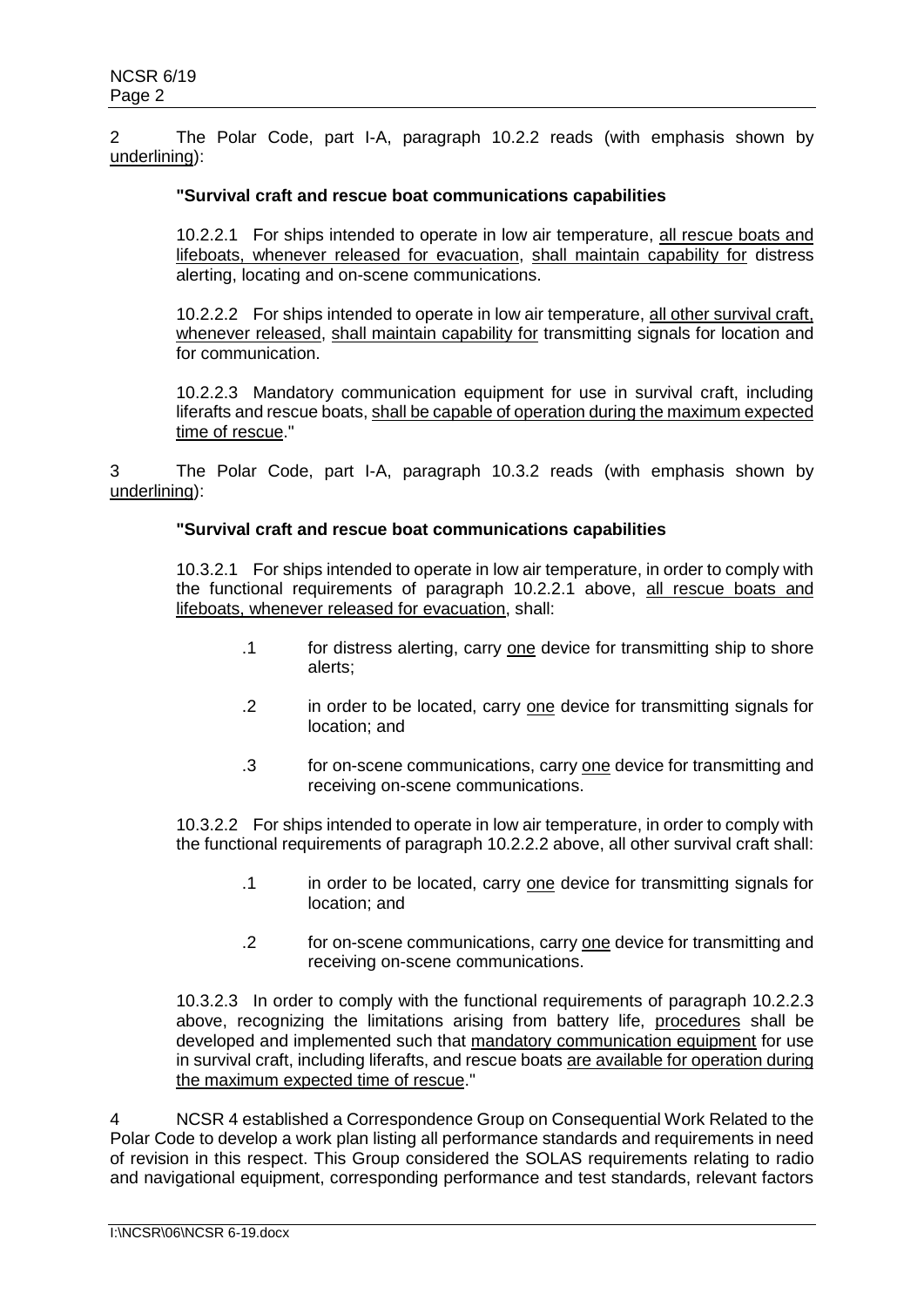2 The Polar Code, part I-A, paragraph 10.2.2 reads (with emphasis shown by <u>underlining</u>):

> **"Survival craft and rescue boat communications capabilities**
>
> 10.2.2.1 For ships intended to operate in low air temperature, <u>all rescue boats and lifeboats, whenever released for evacuation</u>, <u>shall maintain capability for</u> distress alerting, locating and on-scene communications.
>
> 10.2.2.2 For ships intended to operate in low air temperature, <u>all other survival craft, whenever released</u>, <u>shall maintain capability for</u> transmitting signals for location and for communication.
>
> 10.2.2.3 Mandatory communication equipment for use in survival craft, including liferafts and rescue boats, <u>shall be capable of operation during the maximum expected time of rescue</u>."

3 The Polar Code, part I-A, paragraph 10.3.2 reads (with emphasis shown by <u>underlining</u>):

> **"Survival craft and rescue boat communications capabilities**
>
> 10.3.2.1 For ships intended to operate in low air temperature, in order to comply with the functional requirements of paragraph 10.2.2.1 above, <u>all rescue boats and lifeboats, whenever released for evacuation</u>, shall:
>
> .1 for distress alerting, carry <u>one</u> device for transmitting ship to shore alerts;
>
> .2 in order to be located, carry <u>one</u> device for transmitting signals for location; and
>
> .3 for on-scene communications, carry <u>one</u> device for transmitting and receiving on-scene communications.
>
> 10.3.2.2 For ships intended to operate in low air temperature, in order to comply with the functional requirements of paragraph 10.2.2.2 above, all other survival craft shall:
>
> .1 in order to be located, carry <u>one</u> device for transmitting signals for location; and
>
> .2 for on-scene communications, carry <u>one</u> device for transmitting and receiving on-scene communications.
>
> 10.3.2.3 In order to comply with the functional requirements of paragraph 10.2.2.3 above, recognizing the limitations arising from battery life, <u>procedures</u> shall be developed and implemented such that <u>mandatory communication equipment</u> for use in survival craft, including liferafts, and rescue boats <u>are available for operation during the maximum expected time of rescue</u>."

4 NCSR 4 established a Correspondence Group on Consequential Work Related to the Polar Code to develop a work plan listing all performance standards and requirements in need of revision in this respect. This Group considered the SOLAS requirements relating to radio and navigational equipment, corresponding performance and test standards, relevant factors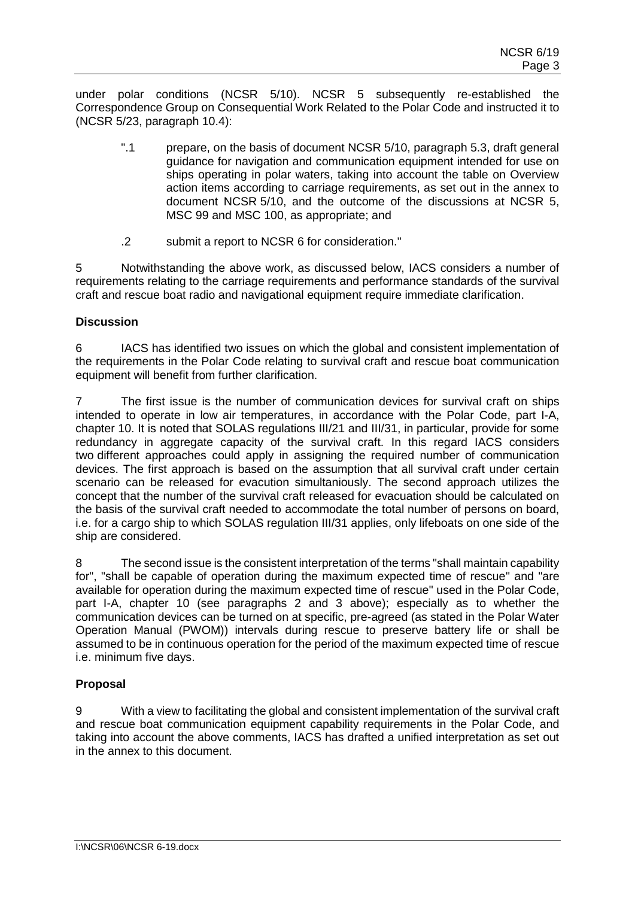under polar conditions (NCSR 5/10). NCSR 5 subsequently re-established the Correspondence Group on Consequential Work Related to the Polar Code and instructed it to (NCSR 5/23, paragraph 10.4):

> ".1 prepare, on the basis of document NCSR 5/10, paragraph 5.3, draft general guidance for navigation and communication equipment intended for use on ships operating in polar waters, taking into account the table on Overview action items according to carriage requirements, as set out in the annex to document NCSR 5/10, and the outcome of the discussions at NCSR 5, MSC 99 and MSC 100, as appropriate; and
>
> .2 submit a report to NCSR 6 for consideration."

5 Notwithstanding the above work, as discussed below, IACS considers a number of requirements relating to the carriage requirements and performance standards of the survival craft and rescue boat radio and navigational equipment require immediate clarification.

**Discussion**

6 IACS has identified two issues on which the global and consistent implementation of the requirements in the Polar Code relating to survival craft and rescue boat communication equipment will benefit from further clarification.

7 The first issue is the number of communication devices for survival craft on ships intended to operate in low air temperatures, in accordance with the Polar Code, part I-A, chapter 10. It is noted that SOLAS regulations III/21 and III/31, in particular, provide for some redundancy in aggregate capacity of the survival craft. In this regard IACS considers two different approaches could apply in assigning the required number of communication devices. The first approach is based on the assumption that all survival craft under certain scenario can be released for evacution simultaniously. The second approach utilizes the concept that the number of the survival craft released for evacuation should be calculated on the basis of the survival craft needed to accommodate the total number of persons on board, i.e. for a cargo ship to which SOLAS regulation III/31 applies, only lifeboats on one side of the ship are considered.

8 The second issue is the consistent interpretation of the terms "shall maintain capability for", "shall be capable of operation during the maximum expected time of rescue" and "are available for operation during the maximum expected time of rescue" used in the Polar Code, part I-A, chapter 10 (see paragraphs 2 and 3 above); especially as to whether the communication devices can be turned on at specific, pre-agreed (as stated in the Polar Water Operation Manual (PWOM)) intervals during rescue to preserve battery life or shall be assumed to be in continuous operation for the period of the maximum expected time of rescue i.e. minimum five days.

**Proposal**

9 With a view to facilitating the global and consistent implementation of the survival craft and rescue boat communication equipment capability requirements in the Polar Code, and taking into account the above comments, IACS has drafted a unified interpretation as set out in the annex to this document.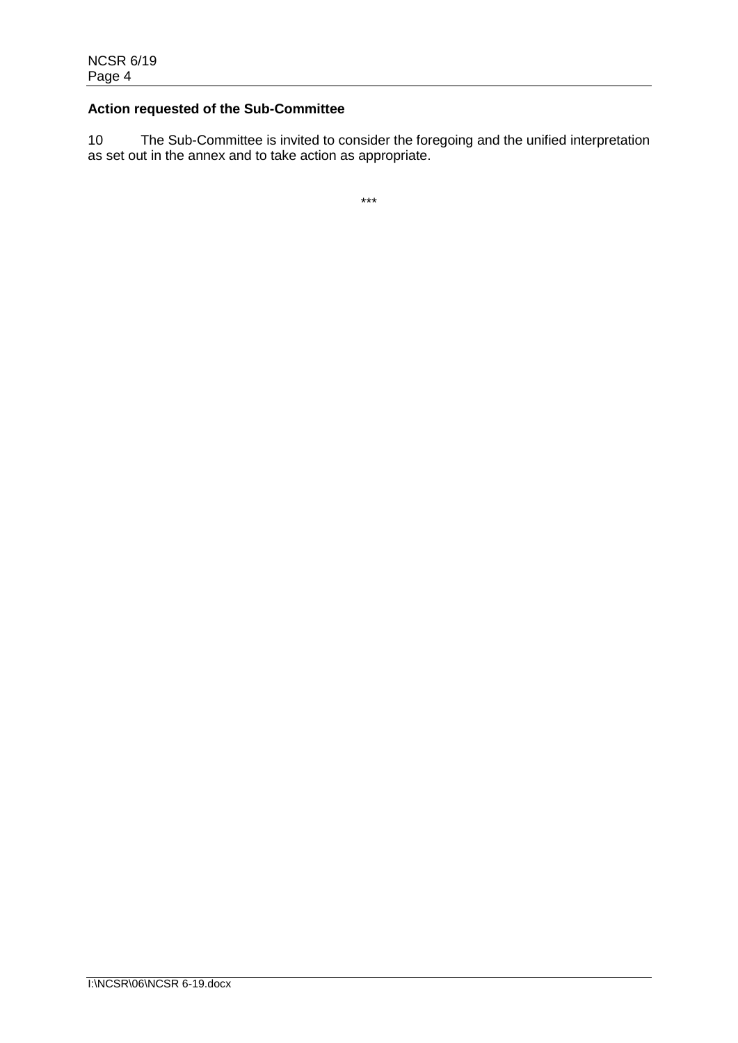**Action requested of the Sub-Committee**

10 The Sub-Committee is invited to consider the foregoing and the unified interpretation as set out in the annex and to take action as appropriate.

***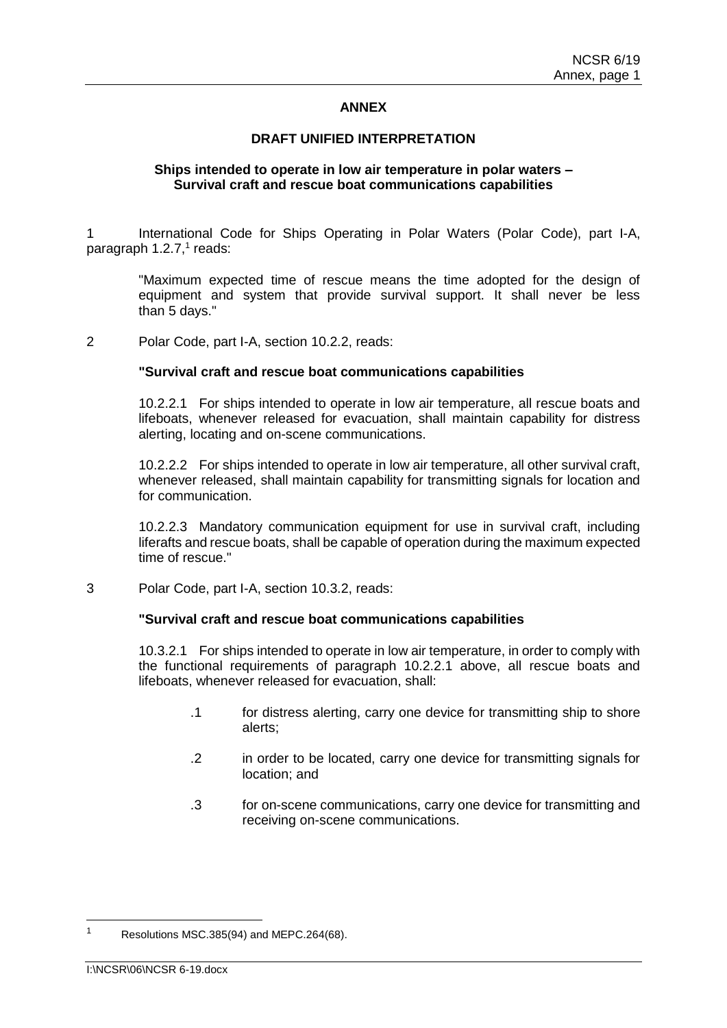**ANNEX**

**DRAFT UNIFIED INTERPRETATION**

**Ships intended to operate in low air temperature in polar waters – Survival craft and rescue boat communications capabilities**

1 International Code for Ships Operating in Polar Waters (Polar Code), part I-A, paragraph 1.2.7,[1] reads:

> "Maximum expected time of rescue means the time adopted for the design of equipment and system that provide survival support. It shall never be less than 5 days."

2 Polar Code, part I-A, section 10.2.2, reads:

> **"Survival craft and rescue boat communications capabilities**
>
> 10.2.2.1 For ships intended to operate in low air temperature, all rescue boats and lifeboats, whenever released for evacuation, shall maintain capability for distress alerting, locating and on-scene communications.
>
> 10.2.2.2 For ships intended to operate in low air temperature, all other survival craft, whenever released, shall maintain capability for transmitting signals for location and for communication.
>
> 10.2.2.3 Mandatory communication equipment for use in survival craft, including liferafts and rescue boats, shall be capable of operation during the maximum expected time of rescue."

3 Polar Code, part I-A, section 10.3.2, reads:

> **"Survival craft and rescue boat communications capabilities**
>
> 10.3.2.1 For ships intended to operate in low air temperature, in order to comply with the functional requirements of paragraph 10.2.2.1 above, all rescue boats and lifeboats, whenever released for evacuation, shall:
>
> > .1 for distress alerting, carry one device for transmitting ship to shore alerts;
> >
> > .2 in order to be located, carry one device for transmitting signals for location; and
> >
> > .3 for on-scene communications, carry one device for transmitting and receiving on-scene communications.

---

[1] Resolutions MSC.385(94) and MEPC.264(68).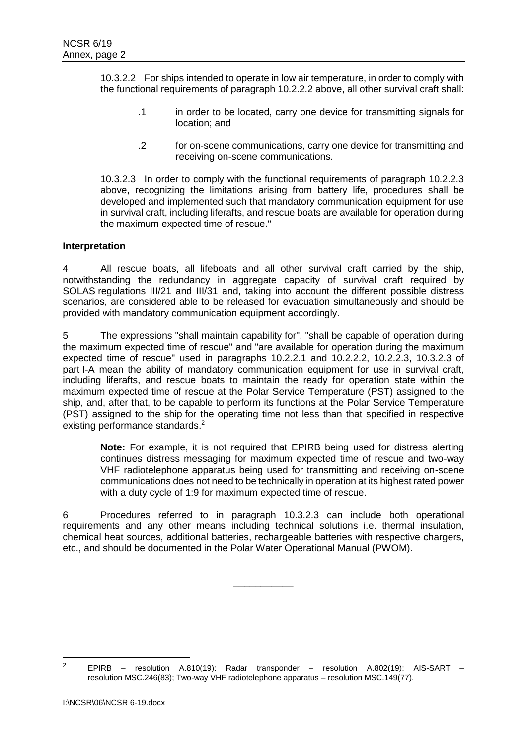10.3.2.2 For ships intended to operate in low air temperature, in order to comply with the functional requirements of paragraph 10.2.2.2 above, all other survival craft shall:

.1 in order to be located, carry one device for transmitting signals for location; and

.2 for on-scene communications, carry one device for transmitting and receiving on-scene communications.

10.3.2.3 In order to comply with the functional requirements of paragraph 10.2.2.3 above, recognizing the limitations arising from battery life, procedures shall be developed and implemented such that mandatory communication equipment for use in survival craft, including liferafts, and rescue boats are available for operation during the maximum expected time of rescue."

**Interpretation**

4 All rescue boats, all lifeboats and all other survival craft carried by the ship, notwithstanding the redundancy in aggregate capacity of survival craft required by SOLAS regulations III/21 and III/31 and, taking into account the different possible distress scenarios, are considered able to be released for evacuation simultaneously and should be provided with mandatory communication equipment accordingly.

5 The expressions "shall maintain capability for", "shall be capable of operation during the maximum expected time of rescue" and "are available for operation during the maximum expected time of rescue" used in paragraphs 10.2.2.1 and 10.2.2.2, 10.2.2.3, 10.3.2.3 of part I-A mean the ability of mandatory communication equipment for use in survival craft, including liferafts, and rescue boats to maintain the ready for operation state within the maximum expected time of rescue at the Polar Service Temperature (PST) assigned to the ship, and, after that, to be capable to perform its functions at the Polar Service Temperature (PST) assigned to the ship for the operating time not less than that specified in respective existing performance standards.[2]

**Note:** For example, it is not required that EPIRB being used for distress alerting continues distress messaging for maximum expected time of rescue and two-way VHF radiotelephone apparatus being used for transmitting and receiving on-scene communications does not need to be technically in operation at its highest rated power with a duty cycle of 1:9 for maximum expected time of rescue.

6 Procedures referred to in paragraph 10.3.2.3 can include both operational requirements and any other means including technical solutions i.e. thermal insulation, chemical heat sources, additional batteries, rechargeable batteries with respective chargers, etc., and should be documented in the Polar Water Operational Manual (PWOM).

---

[2] EPIRB – resolution A.810(19); Radar transponder – resolution A.802(19); AIS-SART – resolution MSC.246(83); Two-way VHF radiotelephone apparatus – resolution MSC.149(77).